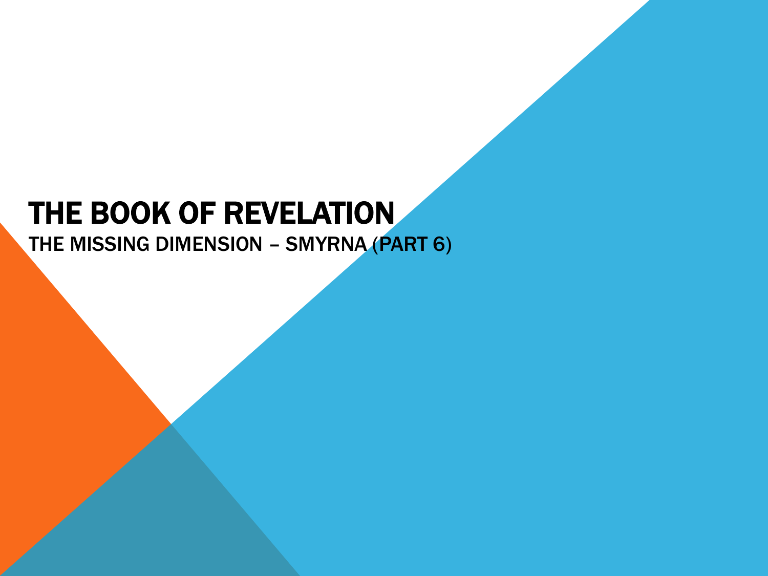# THE BOOK OF REVELATION

## THE MISSING DIMENSION – SMYRNA (PART 6)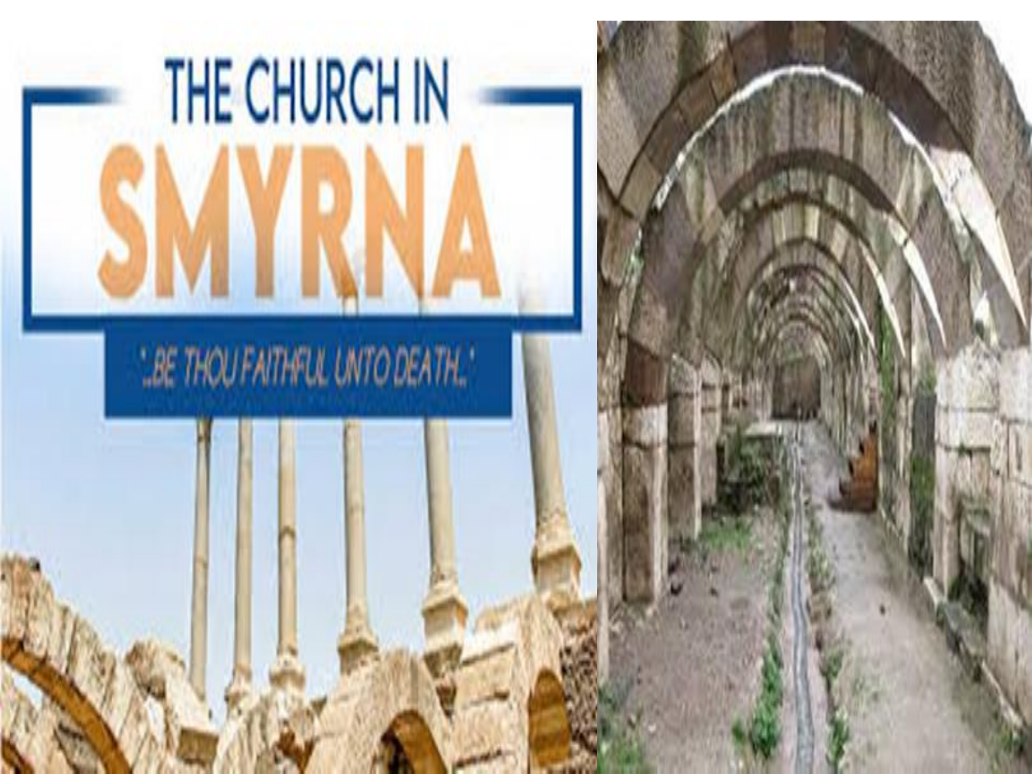# THE CHURCH IN SMYRNA

"..BE THOU FAITHFUL UNTO DEATH.."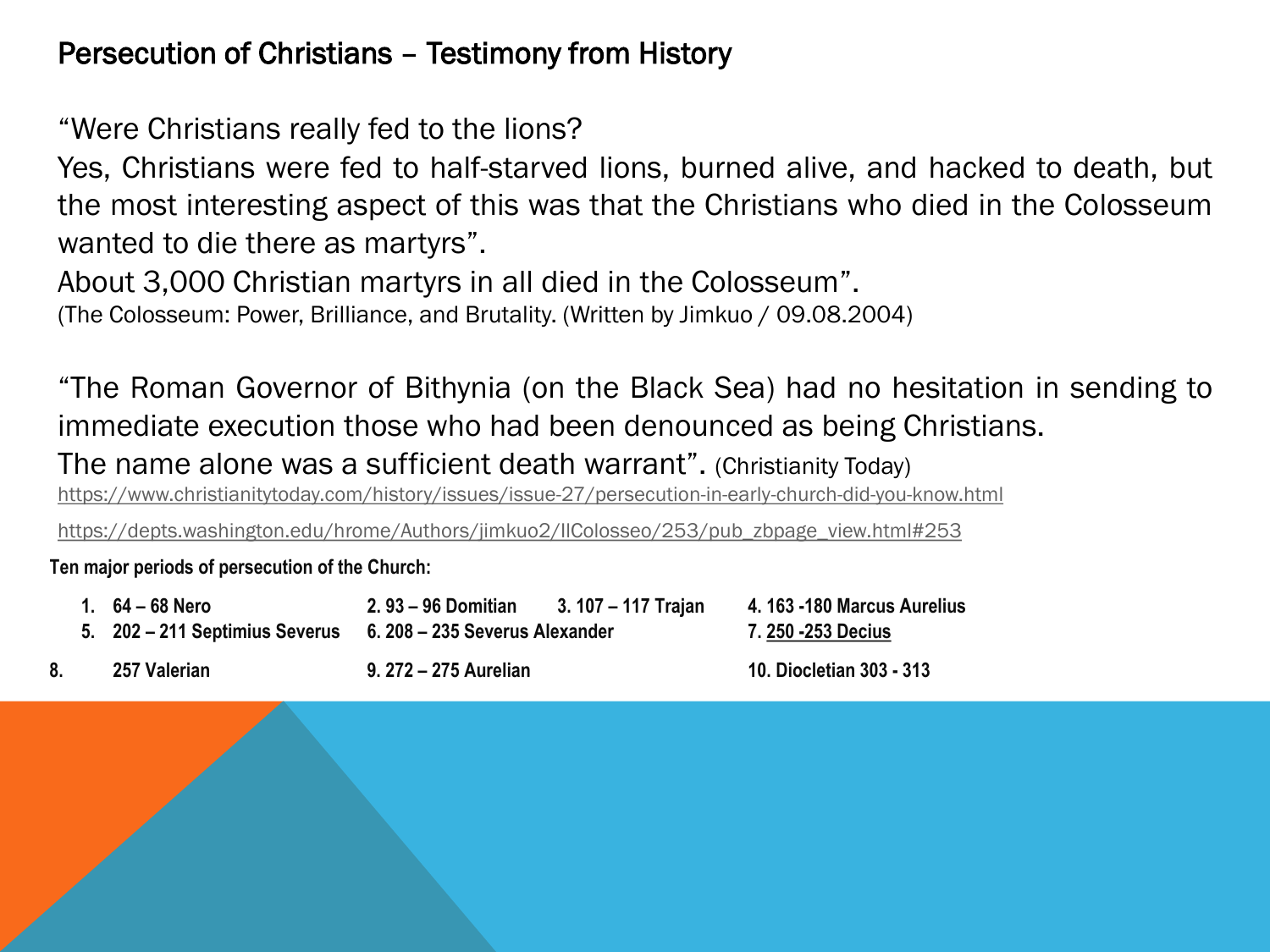# Persecution of Christians – Testimony from History

"Were Christians really fed to the lions?
Yes, Christians were fed to half-starved lions, burned alive, and hacked to death, but the most interesting aspect of this was that the Christians who died in the Colosseum wanted to die there as martyrs".
About 3,000 Christian martyrs in all died in the Colosseum".
(The Colosseum: Power, Brilliance, and Brutality. (Written by Jimkuo / 09.08.2004)

"The Roman Governor of Bithynia (on the Black Sea) had no hesitation in sending to immediate execution those who had been denounced as being Christians.
The name alone was a sufficient death warrant". (Christianity Today)

https://www.christianitytoday.com/history/issues/issue-27/persecution-in-early-church-did-you-know.html

https://depts.washington.edu/hrome/Authors/jimkuo2/IlColosseo/253/pub_zbpage_view.html#253

**Ten major periods of persecution of the Church:**

1. **64 – 68 Nero**
2. **93 – 96 Domitian**
3. **107 – 117 Trajan**
4. **163 -180 Marcus Aurelius**
5. **202 – 211 Septimius Severus**
6. **208 – 235 Severus Alexander**
7. **250 -253 Decius**
8. **257 Valerian**
9. **272 – 275 Aurelian**
10. **Diocletian 303 - 313**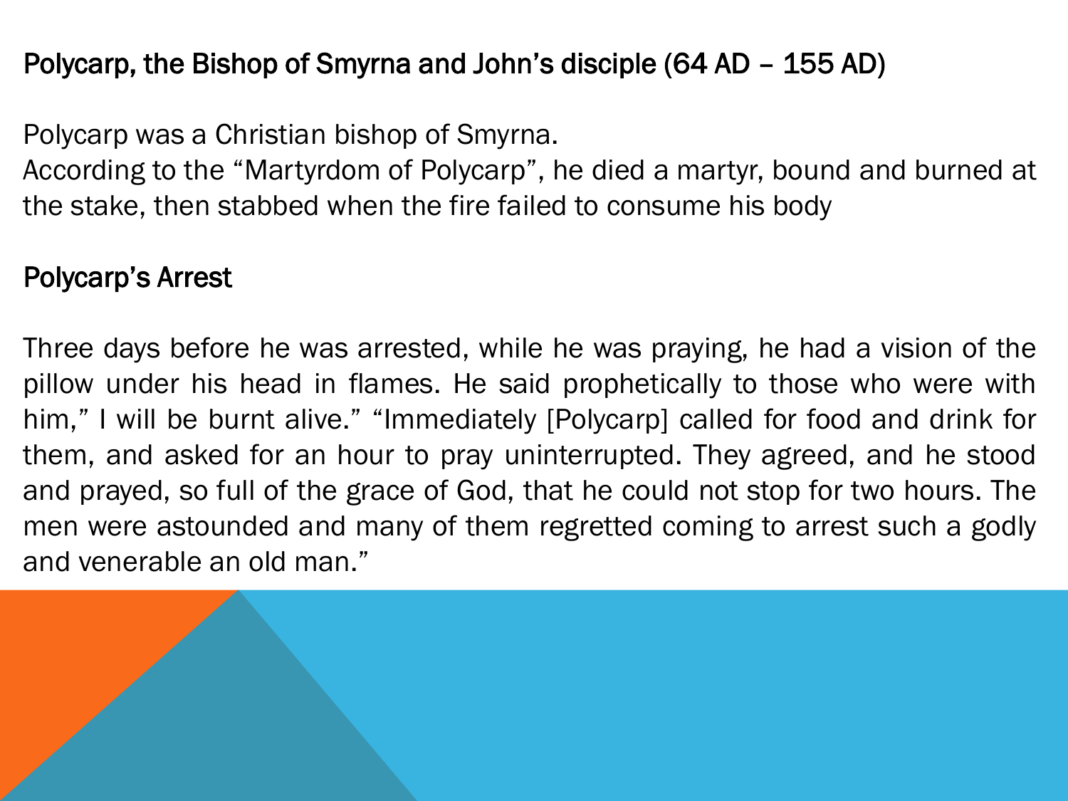## Polycarp, the Bishop of Smyrna and John's disciple (64 AD – 155 AD)

Polycarp was a Christian bishop of Smyrna.
According to the "Martyrdom of Polycarp", he died a martyr, bound and burned at the stake, then stabbed when the fire failed to consume his body

## Polycarp's Arrest

Three days before he was arrested, while he was praying, he had a vision of the pillow under his head in flames. He said prophetically to those who were with him," I will be burnt alive." "Immediately [Polycarp] called for food and drink for them, and asked for an hour to pray uninterrupted. They agreed, and he stood and prayed, so full of the grace of God, that he could not stop for two hours. The men were astounded and many of them regretted coming to arrest such a godly and venerable an old man."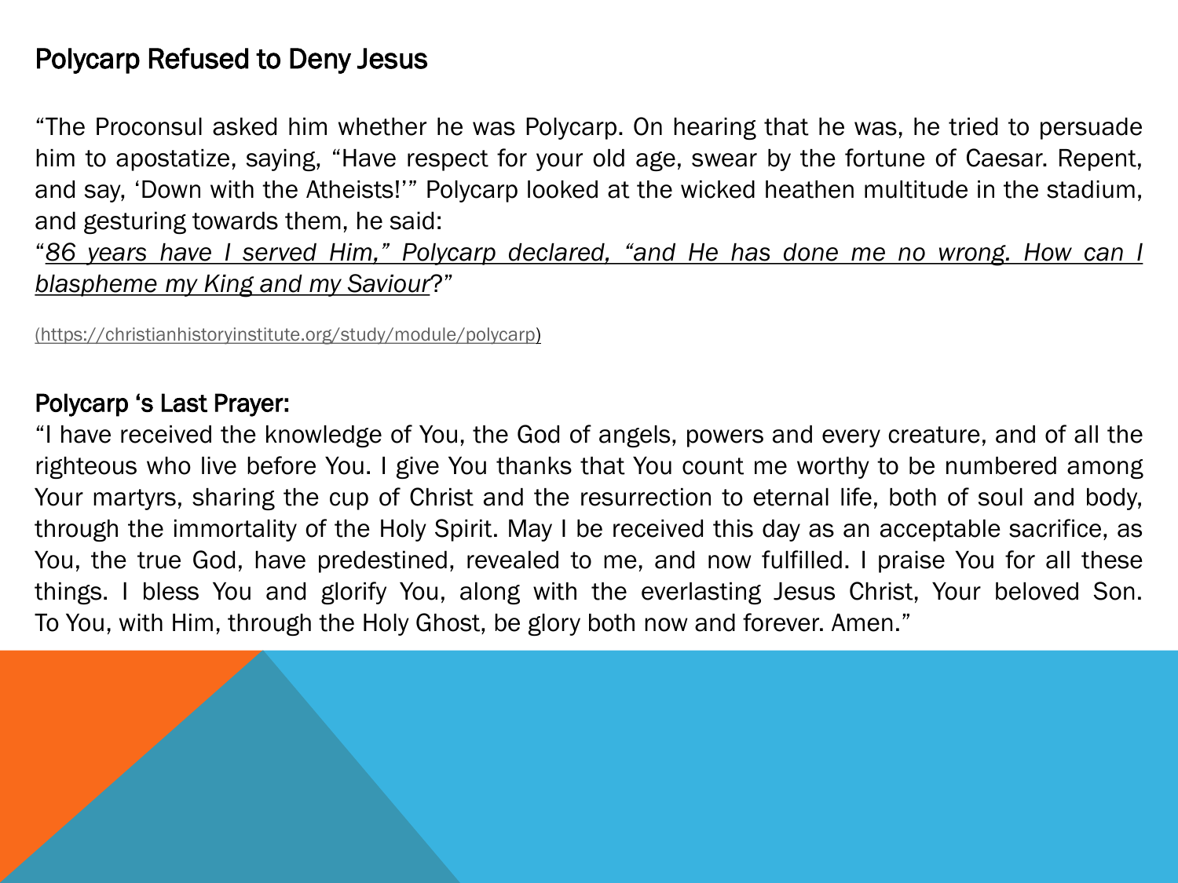## Polycarp Refused to Deny Jesus

"The Proconsul asked him whether he was Polycarp. On hearing that he was, he tried to persuade him to apostatize, saying, "Have respect for your old age, swear by the fortune of Caesar. Repent, and say, 'Down with the Atheists!'" Polycarp looked at the wicked heathen multitude in the stadium, and gesturing towards them, he said:
"*86 years have I served Him," Polycarp declared, "and He has done me no wrong. How can I blaspheme my King and my Saviour*?"

(https://christianhistoryinstitute.org/study/module/polycarp)

## Polycarp 's Last Prayer:

"I have received the knowledge of You, the God of angels, powers and every creature, and of all the righteous who live before You. I give You thanks that You count me worthy to be numbered among Your martyrs, sharing the cup of Christ and the resurrection to eternal life, both of soul and body, through the immortality of the Holy Spirit. May I be received this day as an acceptable sacrifice, as You, the true God, have predestined, revealed to me, and now fulfilled. I praise You for all these things. I bless You and glorify You, along with the everlasting Jesus Christ, Your beloved Son. To You, with Him, through the Holy Ghost, be glory both now and forever. Amen."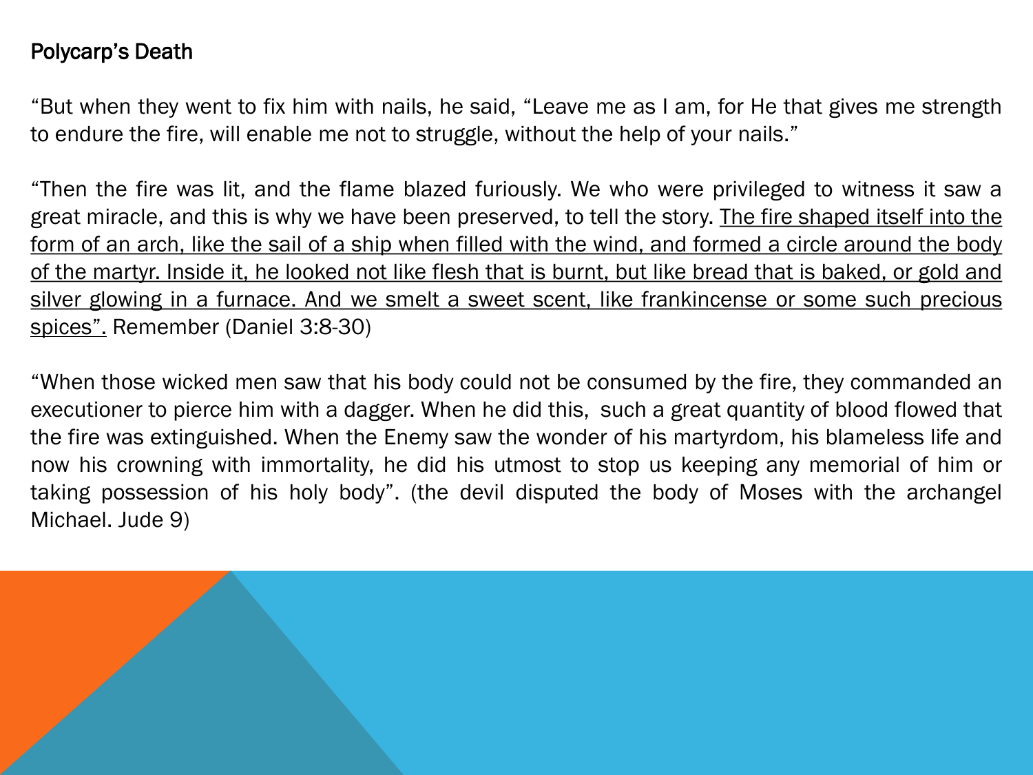Polycarp's Death

"But when they went to fix him with nails, he said, "Leave me as I am, for He that gives me strength to endure the fire, will enable me not to struggle, without the help of your nails."

"Then the fire was lit, and the flame blazed furiously. We who were privileged to witness it saw a great miracle, and this is why we have been preserved, to tell the story. <u>The fire shaped itself into the form of an arch, like the sail of a ship when filled with the wind, and formed a circle around the body of the martyr. Inside it, he looked not like flesh that is burnt, but like bread that is baked, or gold and silver glowing in a furnace. And we smelt a sweet scent, like frankincense or some such precious spices".</u> Remember (Daniel 3:8-30)

"When those wicked men saw that his body could not be consumed by the fire, they commanded an executioner to pierce him with a dagger. When he did this, such a great quantity of blood flowed that the fire was extinguished. When the Enemy saw the wonder of his martyrdom, his blameless life and now his crowning with immortality, he did his utmost to stop us keeping any memorial of him or taking possession of his holy body". (the devil disputed the body of Moses with the archangel Michael. Jude 9)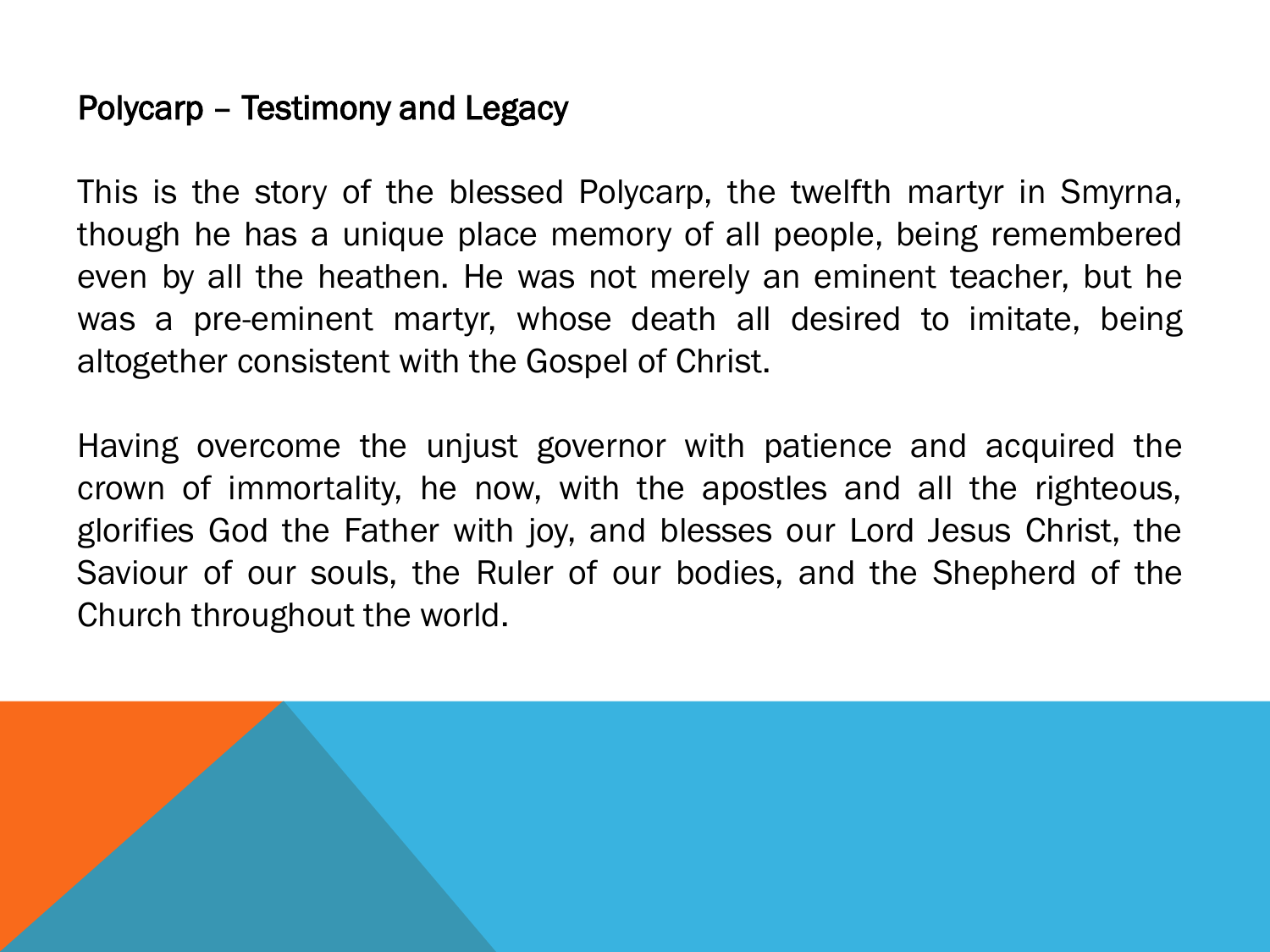## Polycarp – Testimony and Legacy

This is the story of the blessed Polycarp, the twelfth martyr in Smyrna, though he has a unique place memory of all people, being remembered even by all the heathen. He was not merely an eminent teacher, but he was a pre-eminent martyr, whose death all desired to imitate, being altogether consistent with the Gospel of Christ.

Having overcome the unjust governor with patience and acquired the crown of immortality, he now, with the apostles and all the righteous, glorifies God the Father with joy, and blesses our Lord Jesus Christ, the Saviour of our souls, the Ruler of our bodies, and the Shepherd of the Church throughout the world.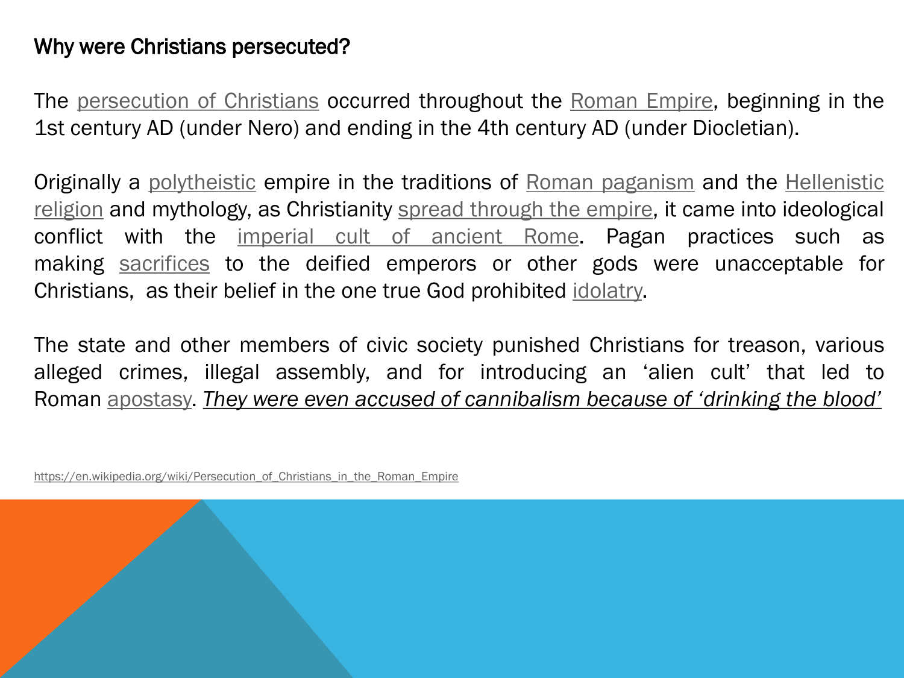## Why were Christians persecuted?

The persecution of Christians occurred throughout the Roman Empire, beginning in the 1st century AD (under Nero) and ending in the 4th century AD (under Diocletian).

Originally a polytheistic empire in the traditions of Roman paganism and the Hellenistic religion and mythology, as Christianity spread through the empire, it came into ideological conflict with the imperial cult of ancient Rome. Pagan practices such as making sacrifices to the deified emperors or other gods were unacceptable for Christians, as their belief in the one true God prohibited idolatry.

The state and other members of civic society punished Christians for treason, various alleged crimes, illegal assembly, and for introducing an 'alien cult' that led to Roman apostasy. *They were even accused of cannibalism because of 'drinking the blood'*

https://en.wikipedia.org/wiki/Persecution_of_Christians_in_the_Roman_Empire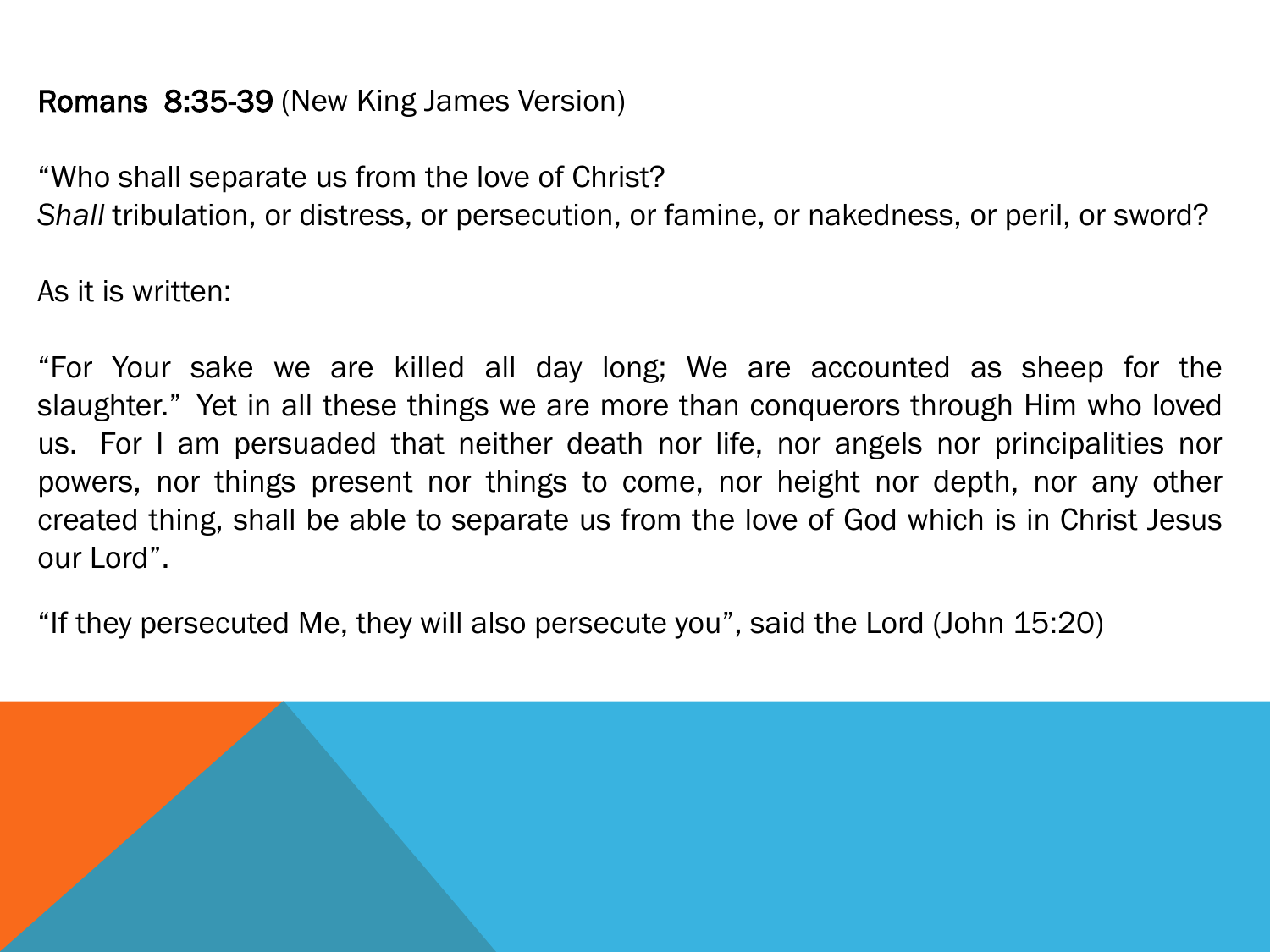**Romans 8:35-39** (New King James Version)

“Who shall separate us from the love of Christ?
*Shall* tribulation, or distress, or persecution, or famine, or nakedness, or peril, or sword?

As it is written:

“For Your sake we are killed all day long; We are accounted as sheep for the slaughter.” Yet in all these things we are more than conquerors through Him who loved us. For I am persuaded that neither death nor life, nor angels nor principalities nor powers, nor things present nor things to come, nor height nor depth, nor any other created thing, shall be able to separate us from the love of God which is in Christ Jesus our Lord”.

“If they persecuted Me, they will also persecute you”, said the Lord (John 15:20)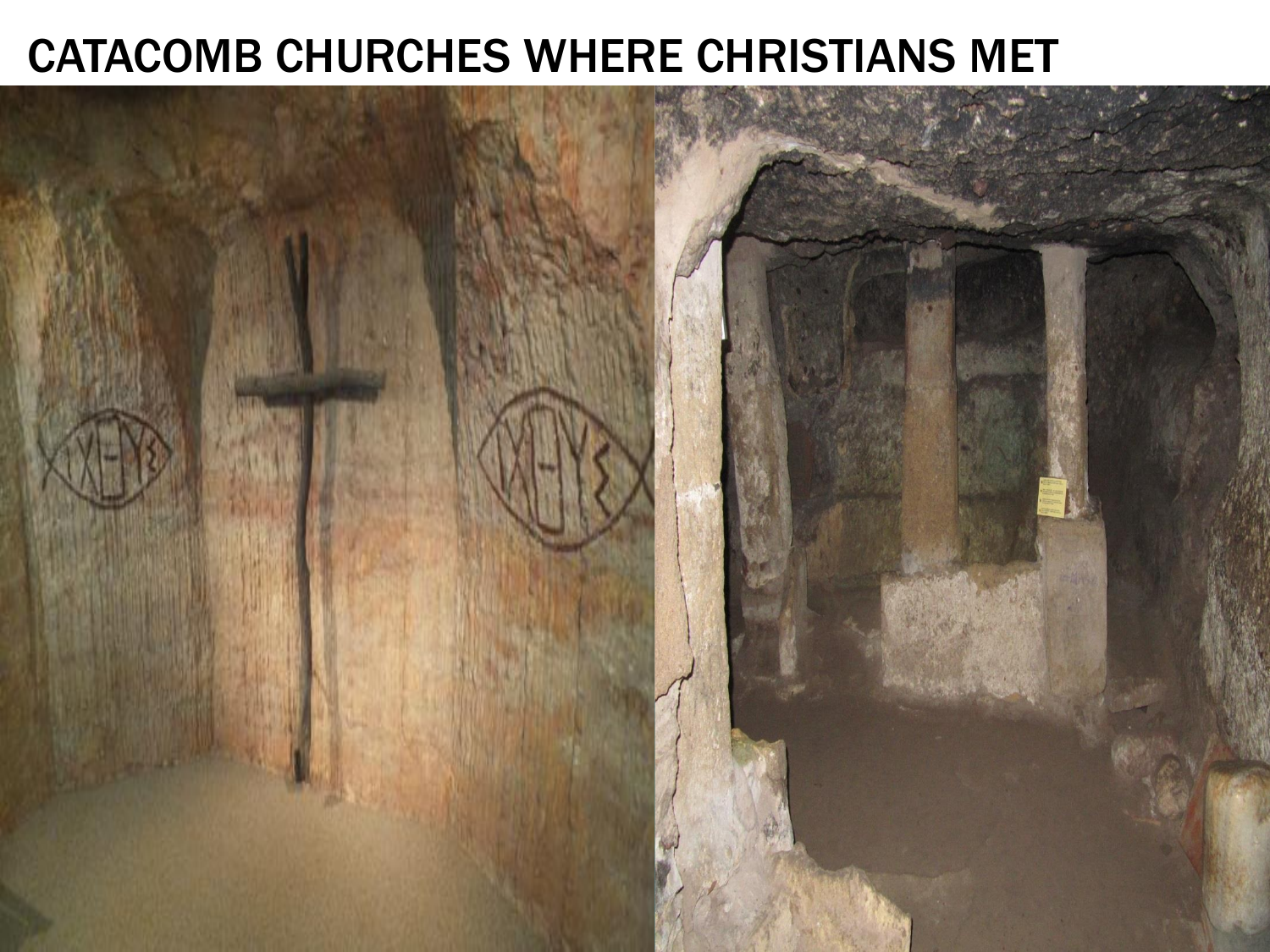# CATACOMB CHURCHES WHERE CHRISTIANS MET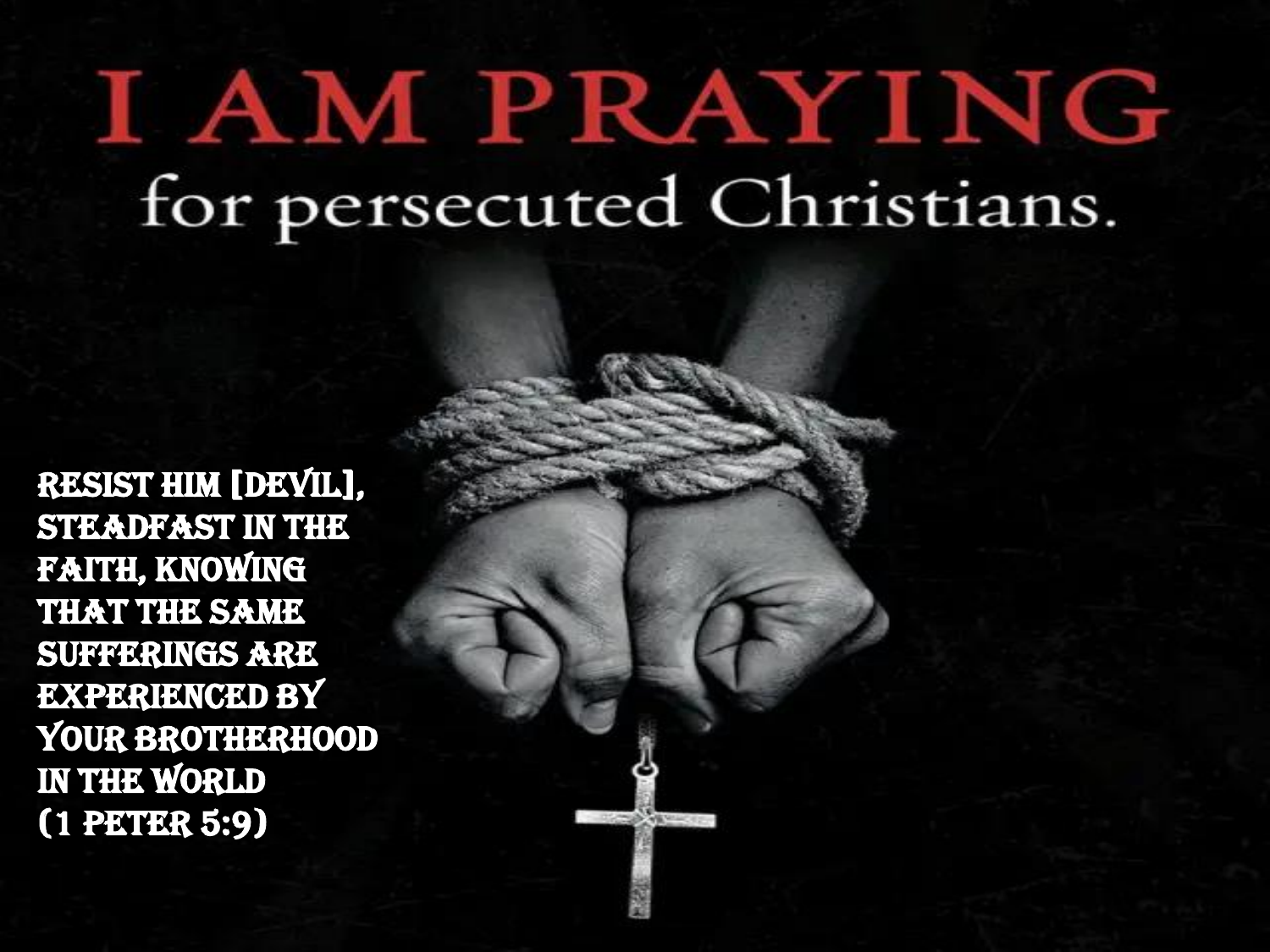# I AM PRAYING

for persecuted Christians.

RESIST HIM [DEVIL], STEADFAST IN THE FAITH, KNOWING THAT THE SAME SUFFERINGS ARE EXPERIENCED BY YOUR BROTHERHOOD IN THE WORLD
(1 PETER 5:9)